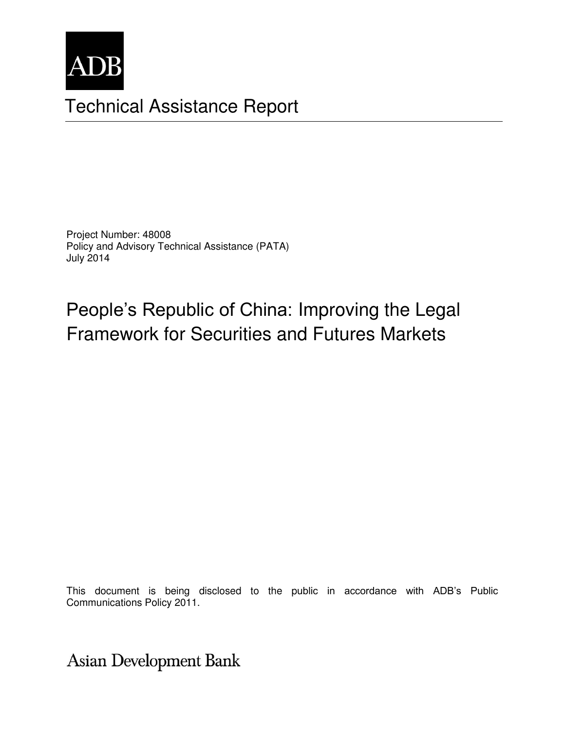ADB

# Technical Assistance Report

Project Number: 48008
Policy and Advisory Technical Assistance (PATA)
July 2014

## People's Republic of China: Improving the Legal Framework for Securities and Futures Markets

This document is being disclosed to the public in accordance with ADB's Public Communications Policy 2011.

Asian Development Bank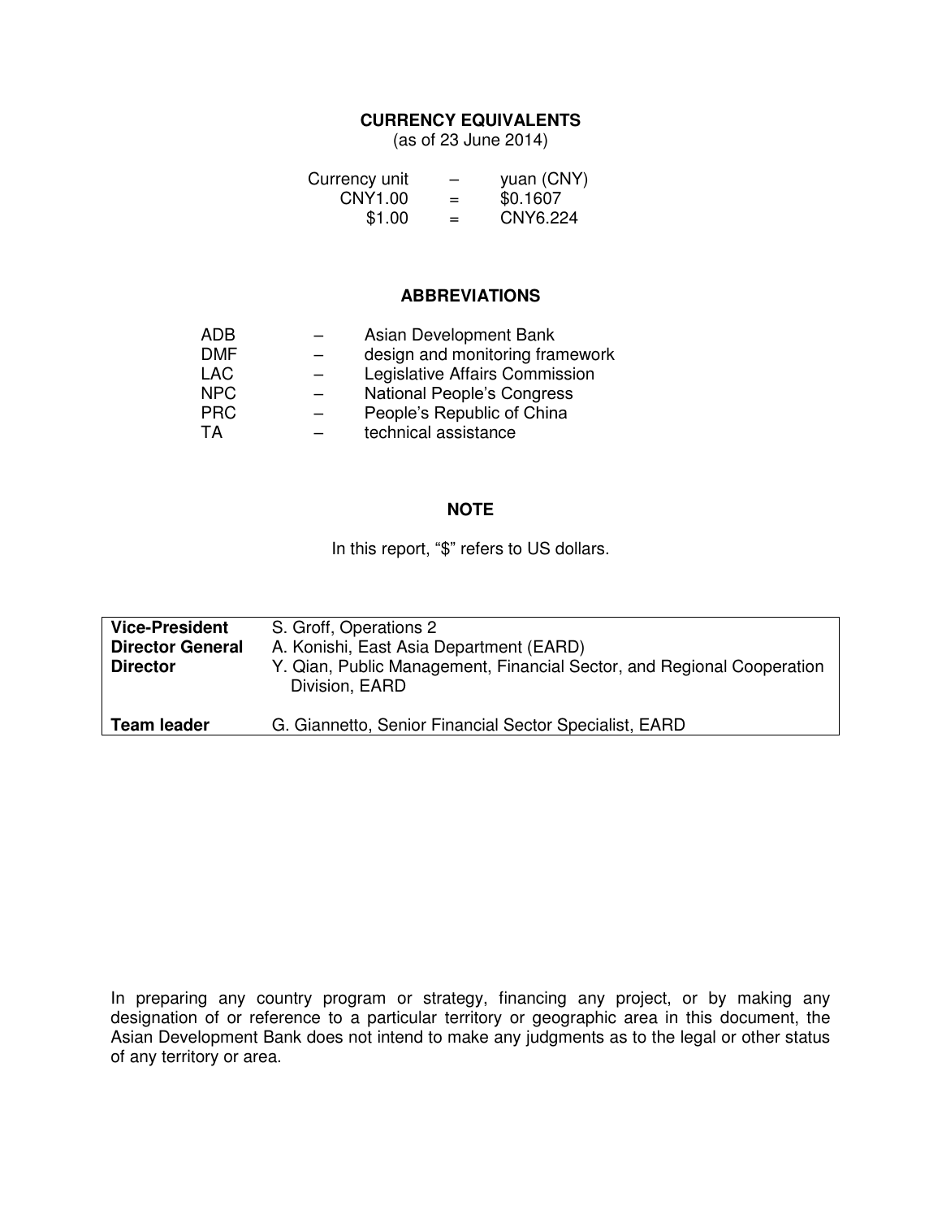## CURRENCY EQUIVALENTS

(as of 23 June 2014)

| | | |
|---|---|---|
| Currency unit | – | yuan (CNY) |
| CNY1.00 | = | $0.1607 |
| $1.00 | = | CNY6.224 |

## ABBREVIATIONS

| | | |
|---|---|---|
| ADB | – | Asian Development Bank |
| DMF | – | design and monitoring framework |
| LAC | – | Legislative Affairs Commission |
| NPC | – | National People's Congress |
| PRC | – | People's Republic of China |
| TA | – | technical assistance |

## NOTE

In this report, "$" refers to US dollars.

| | |
|---|---|
| **Vice-President** | S. Groff, Operations 2 |
| **Director General** | A. Konishi, East Asia Department (EARD) |
| **Director** | Y. Qian, Public Management, Financial Sector, and Regional Cooperation Division, EARD |
| **Team leader** | G. Giannetto, Senior Financial Sector Specialist, EARD |

In preparing any country program or strategy, financing any project, or by making any designation of or reference to a particular territory or geographic area in this document, the Asian Development Bank does not intend to make any judgments as to the legal or other status of any territory or area.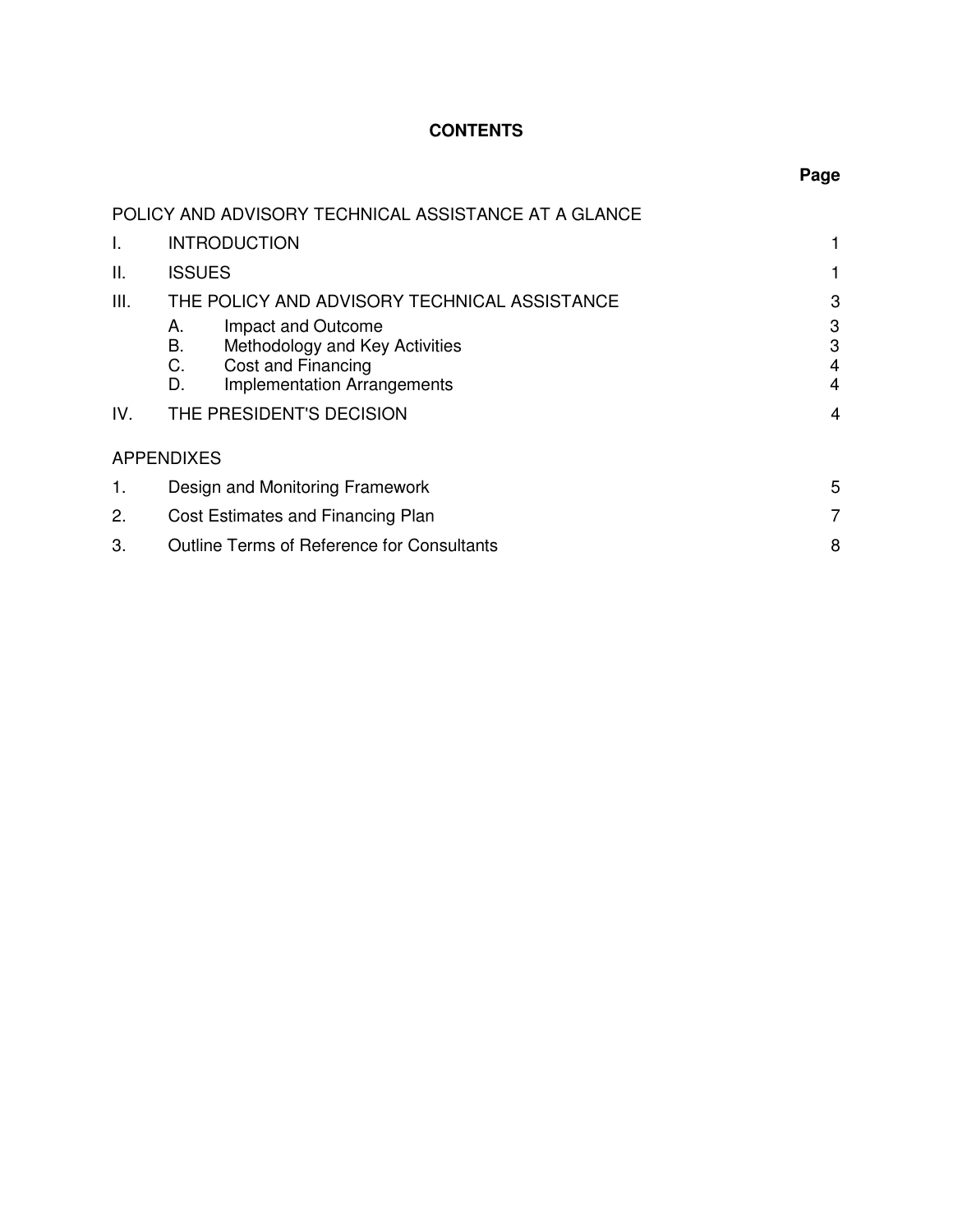# CONTENTS

| | | Page |
|---|---|---|
| POLICY AND ADVISORY TECHNICAL ASSISTANCE AT A GLANCE | | |
| I. | INTRODUCTION | 1 |
| II. | ISSUES | 1 |
| III. | THE POLICY AND ADVISORY TECHNICAL ASSISTANCE | 3 |
| | A. Impact and Outcome | 3 |
| | B. Methodology and Key Activities | 3 |
| | C. Cost and Financing | 4 |
| | D. Implementation Arrangements | 4 |
| IV. | THE PRESIDENT'S DECISION | 4 |
| APPENDIXES | | |
| 1. | Design and Monitoring Framework | 5 |
| 2. | Cost Estimates and Financing Plan | 7 |
| 3. | Outline Terms of Reference for Consultants | 8 |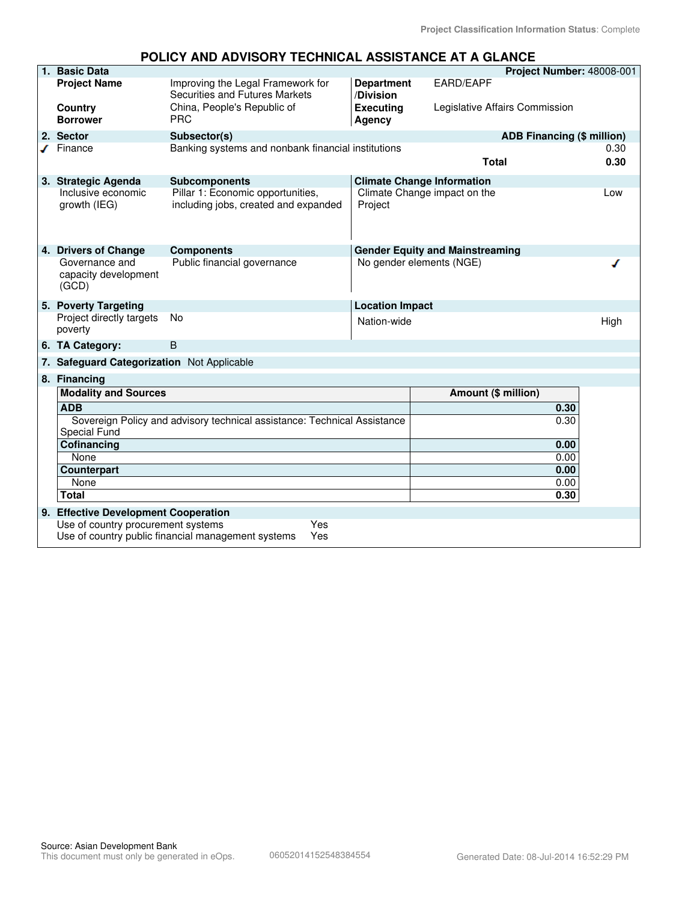Project Classification Information Status: Complete

# POLICY AND ADVISORY TECHNICAL ASSISTANCE AT A GLANCE

| 1. Basic Data | | | Project Number: 48008-001 |
|---|---|---|---|
| Project Name | Improving the Legal Framework for Securities and Futures Markets | Department /Division | EARD/EAPF |
| Country | China, People's Republic of | Executing Agency | Legislative Affairs Commission |
| Borrower | PRC | | |

| 2. Sector | Subsector(s) | ADB Financing ($ million) |
|---|---|---|
| ✓ Finance | Banking systems and nonbank financial institutions | 0.30 |
| | Total | 0.30 |

| 3. Strategic Agenda | Subcomponents | Climate Change Information | |
|---|---|---|---|
| Inclusive economic growth (IEG) | Pillar 1: Economic opportunities, including jobs, created and expanded | Climate Change impact on the Project | Low |

| 4. Drivers of Change | Components | Gender Equity and Mainstreaming | |
|---|---|---|---|
| Governance and capacity development (GCD) | Public financial governance | No gender elements (NGE) | ✓ |

| 5. Poverty Targeting | | Location Impact | |
|---|---|---|---|
| Project directly targets poverty | No | Nation-wide | High |

**6. TA Category:** B

**7. Safeguard Categorization** Not Applicable

**8. Financing**

| Modality and Sources | Amount ($ million) |
|---|---|
| **ADB** | **0.30** |
| Sovereign Policy and advisory technical assistance: Technical Assistance Special Fund | 0.30 |
| **Cofinancing** | **0.00** |
| None | 0.00 |
| **Counterpart** | **0.00** |
| None | 0.00 |
| **Total** | **0.30** |

**9. Effective Development Cooperation**

| | |
|---|---|
| Use of country procurement systems | Yes |
| Use of country public financial management systems | Yes |

Source: Asian Development Bank
This document must only be generated in eOps. 06052014152548384554 Generated Date: 08-Jul-2014 16:52:29 PM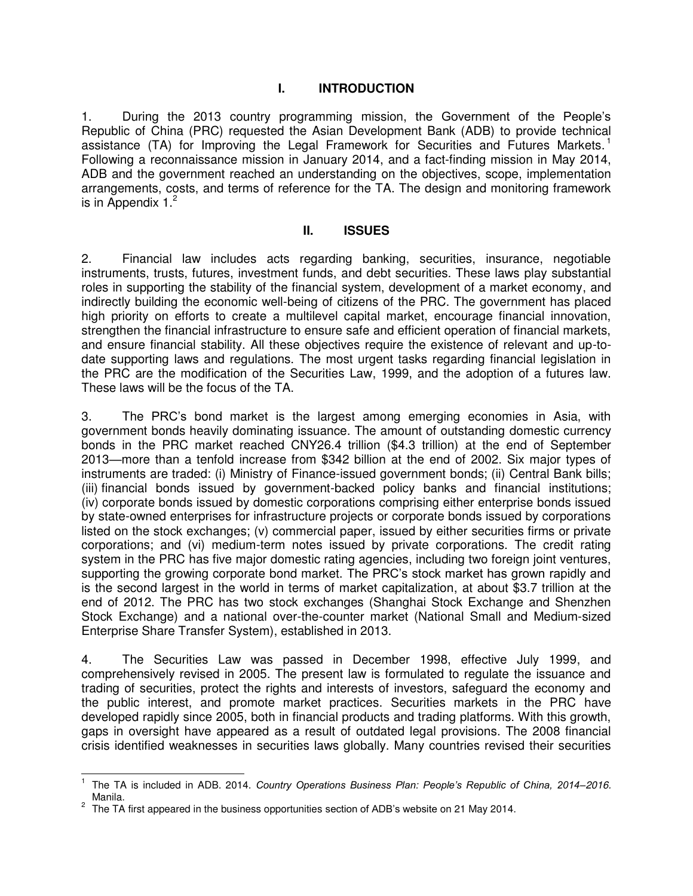## I. INTRODUCTION

1. During the 2013 country programming mission, the Government of the People's Republic of China (PRC) requested the Asian Development Bank (ADB) to provide technical assistance (TA) for Improving the Legal Framework for Securities and Futures Markets.[1] Following a reconnaissance mission in January 2014, and a fact-finding mission in May 2014, ADB and the government reached an understanding on the objectives, scope, implementation arrangements, costs, and terms of reference for the TA. The design and monitoring framework is in Appendix 1.[2]

## II. ISSUES

2. Financial law includes acts regarding banking, securities, insurance, negotiable instruments, trusts, futures, investment funds, and debt securities. These laws play substantial roles in supporting the stability of the financial system, development of a market economy, and indirectly building the economic well-being of citizens of the PRC. The government has placed high priority on efforts to create a multilevel capital market, encourage financial innovation, strengthen the financial infrastructure to ensure safe and efficient operation of financial markets, and ensure financial stability. All these objectives require the existence of relevant and up-to-date supporting laws and regulations. The most urgent tasks regarding financial legislation in the PRC are the modification of the Securities Law, 1999, and the adoption of a futures law. These laws will be the focus of the TA.

3. The PRC's bond market is the largest among emerging economies in Asia, with government bonds heavily dominating issuance. The amount of outstanding domestic currency bonds in the PRC market reached CNY26.4 trillion ($4.3 trillion) at the end of September 2013—more than a tenfold increase from $342 billion at the end of 2002. Six major types of instruments are traded: (i) Ministry of Finance-issued government bonds; (ii) Central Bank bills; (iii) financial bonds issued by government-backed policy banks and financial institutions; (iv) corporate bonds issued by domestic corporations comprising either enterprise bonds issued by state-owned enterprises for infrastructure projects or corporate bonds issued by corporations listed on the stock exchanges; (v) commercial paper, issued by either securities firms or private corporations; and (vi) medium-term notes issued by private corporations. The credit rating system in the PRC has five major domestic rating agencies, including two foreign joint ventures, supporting the growing corporate bond market. The PRC's stock market has grown rapidly and is the second largest in the world in terms of market capitalization, at about $3.7 trillion at the end of 2012. The PRC has two stock exchanges (Shanghai Stock Exchange and Shenzhen Stock Exchange) and a national over-the-counter market (National Small and Medium-sized Enterprise Share Transfer System), established in 2013.

4. The Securities Law was passed in December 1998, effective July 1999, and comprehensively revised in 2005. The present law is formulated to regulate the issuance and trading of securities, protect the rights and interests of investors, safeguard the economy and the public interest, and promote market practices. Securities markets in the PRC have developed rapidly since 2005, both in financial products and trading platforms. With this growth, gaps in oversight have appeared as a result of outdated legal provisions. The 2008 financial crisis identified weaknesses in securities laws globally. Many countries revised their securities

---

[1] The TA is included in ADB. 2014. *Country Operations Business Plan: People's Republic of China, 2014–2016.* Manila.

[2] The TA first appeared in the business opportunities section of ADB's website on 21 May 2014.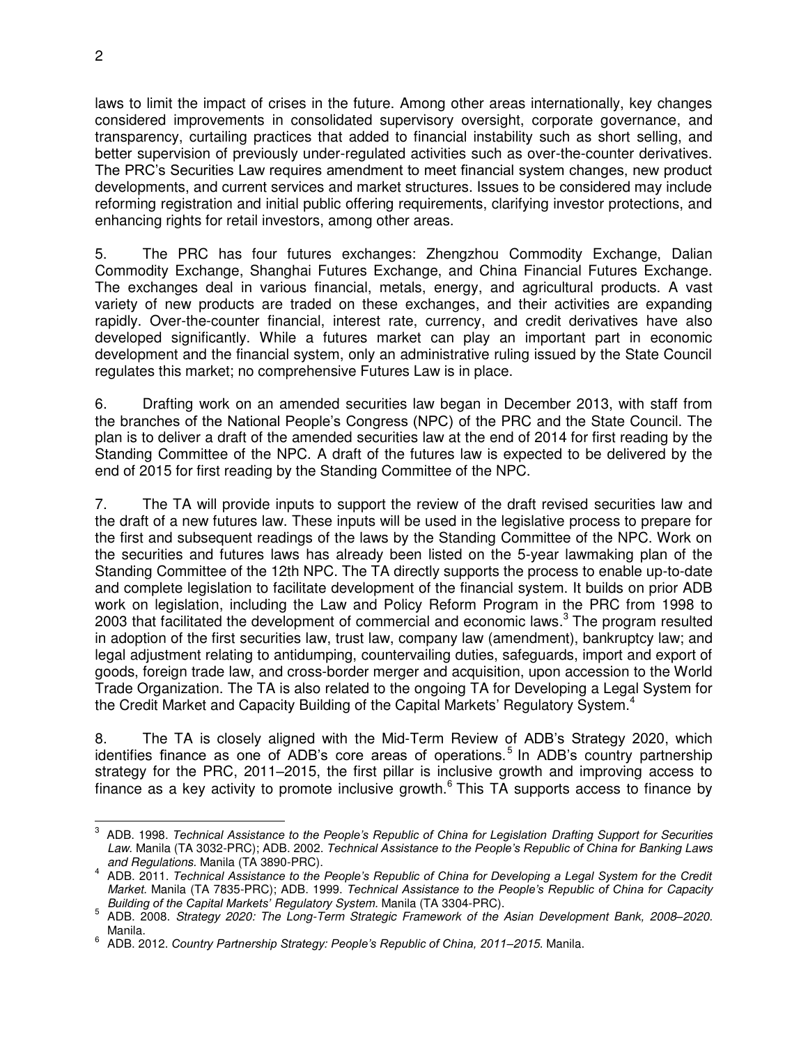laws to limit the impact of crises in the future. Among other areas internationally, key changes considered improvements in consolidated supervisory oversight, corporate governance, and transparency, curtailing practices that added to financial instability such as short selling, and better supervision of previously under-regulated activities such as over-the-counter derivatives. The PRC's Securities Law requires amendment to meet financial system changes, new product developments, and current services and market structures. Issues to be considered may include reforming registration and initial public offering requirements, clarifying investor protections, and enhancing rights for retail investors, among other areas.

5. The PRC has four futures exchanges: Zhengzhou Commodity Exchange, Dalian Commodity Exchange, Shanghai Futures Exchange, and China Financial Futures Exchange. The exchanges deal in various financial, metals, energy, and agricultural products. A vast variety of new products are traded on these exchanges, and their activities are expanding rapidly. Over-the-counter financial, interest rate, currency, and credit derivatives have also developed significantly. While a futures market can play an important part in economic development and the financial system, only an administrative ruling issued by the State Council regulates this market; no comprehensive Futures Law is in place.

6. Drafting work on an amended securities law began in December 2013, with staff from the branches of the National People's Congress (NPC) of the PRC and the State Council. The plan is to deliver a draft of the amended securities law at the end of 2014 for first reading by the Standing Committee of the NPC. A draft of the futures law is expected to be delivered by the end of 2015 for first reading by the Standing Committee of the NPC.

7. The TA will provide inputs to support the review of the draft revised securities law and the draft of a new futures law. These inputs will be used in the legislative process to prepare for the first and subsequent readings of the laws by the Standing Committee of the NPC. Work on the securities and futures laws has already been listed on the 5-year lawmaking plan of the Standing Committee of the 12th NPC. The TA directly supports the process to enable up-to-date and complete legislation to facilitate development of the financial system. It builds on prior ADB work on legislation, including the Law and Policy Reform Program in the PRC from 1998 to 2003 that facilitated the development of commercial and economic laws.[3] The program resulted in adoption of the first securities law, trust law, company law (amendment), bankruptcy law; and legal adjustment relating to antidumping, countervailing duties, safeguards, import and export of goods, foreign trade law, and cross-border merger and acquisition, upon accession to the World Trade Organization. The TA is also related to the ongoing TA for Developing a Legal System for the Credit Market and Capacity Building of the Capital Markets' Regulatory System.[4]

8. The TA is closely aligned with the Mid-Term Review of ADB's Strategy 2020, which identifies finance as one of ADB's core areas of operations.[5] In ADB's country partnership strategy for the PRC, 2011–2015, the first pillar is inclusive growth and improving access to finance as a key activity to promote inclusive growth.[6] This TA supports access to finance by

---

[3] ADB. 1998. *Technical Assistance to the People's Republic of China for Legislation Drafting Support for Securities Law*. Manila (TA 3032-PRC); ADB. 2002. *Technical Assistance to the People's Republic of China for Banking Laws and Regulations*. Manila (TA 3890-PRC).

[4] ADB. 2011. *Technical Assistance to the People's Republic of China for Developing a Legal System for the Credit Market*. Manila (TA 7835-PRC); ADB. 1999. *Technical Assistance to the People's Republic of China for Capacity Building of the Capital Markets' Regulatory System*. Manila (TA 3304-PRC).

[5] ADB. 2008. *Strategy 2020: The Long-Term Strategic Framework of the Asian Development Bank, 2008–2020*. Manila.

[6] ADB. 2012. *Country Partnership Strategy: People's Republic of China, 2011–2015*. Manila.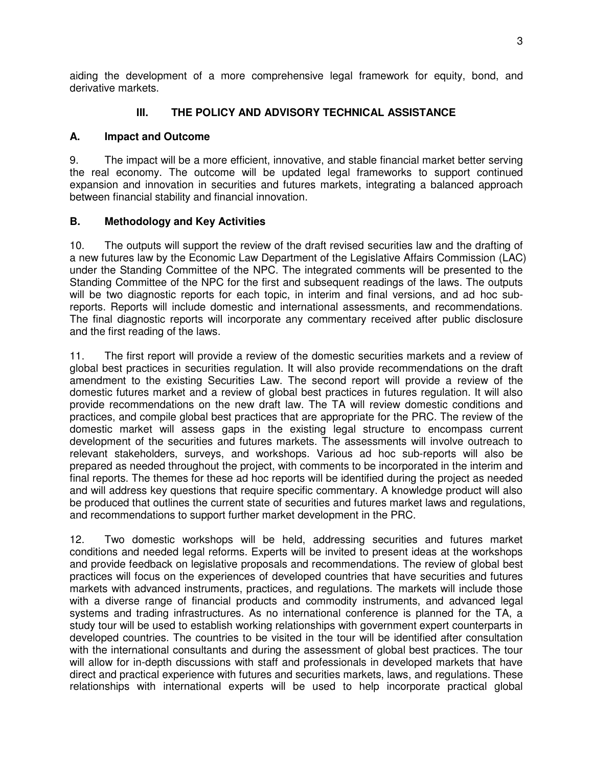aiding the development of a more comprehensive legal framework for equity, bond, and derivative markets.

## III. THE POLICY AND ADVISORY TECHNICAL ASSISTANCE

### A. Impact and Outcome

9. The impact will be a more efficient, innovative, and stable financial market better serving the real economy. The outcome will be updated legal frameworks to support continued expansion and innovation in securities and futures markets, integrating a balanced approach between financial stability and financial innovation.

### B. Methodology and Key Activities

10. The outputs will support the review of the draft revised securities law and the drafting of a new futures law by the Economic Law Department of the Legislative Affairs Commission (LAC) under the Standing Committee of the NPC. The integrated comments will be presented to the Standing Committee of the NPC for the first and subsequent readings of the laws. The outputs will be two diagnostic reports for each topic, in interim and final versions, and ad hoc sub-reports. Reports will include domestic and international assessments, and recommendations. The final diagnostic reports will incorporate any commentary received after public disclosure and the first reading of the laws.

11. The first report will provide a review of the domestic securities markets and a review of global best practices in securities regulation. It will also provide recommendations on the draft amendment to the existing Securities Law. The second report will provide a review of the domestic futures market and a review of global best practices in futures regulation. It will also provide recommendations on the new draft law. The TA will review domestic conditions and practices, and compile global best practices that are appropriate for the PRC. The review of the domestic market will assess gaps in the existing legal structure to encompass current development of the securities and futures markets. The assessments will involve outreach to relevant stakeholders, surveys, and workshops. Various ad hoc sub-reports will also be prepared as needed throughout the project, with comments to be incorporated in the interim and final reports. The themes for these ad hoc reports will be identified during the project as needed and will address key questions that require specific commentary. A knowledge product will also be produced that outlines the current state of securities and futures market laws and regulations, and recommendations to support further market development in the PRC.

12. Two domestic workshops will be held, addressing securities and futures market conditions and needed legal reforms. Experts will be invited to present ideas at the workshops and provide feedback on legislative proposals and recommendations. The review of global best practices will focus on the experiences of developed countries that have securities and futures markets with advanced instruments, practices, and regulations. The markets will include those with a diverse range of financial products and commodity instruments, and advanced legal systems and trading infrastructures. As no international conference is planned for the TA, a study tour will be used to establish working relationships with government expert counterparts in developed countries. The countries to be visited in the tour will be identified after consultation with the international consultants and during the assessment of global best practices. The tour will allow for in-depth discussions with staff and professionals in developed markets that have direct and practical experience with futures and securities markets, laws, and regulations. These relationships with international experts will be used to help incorporate practical global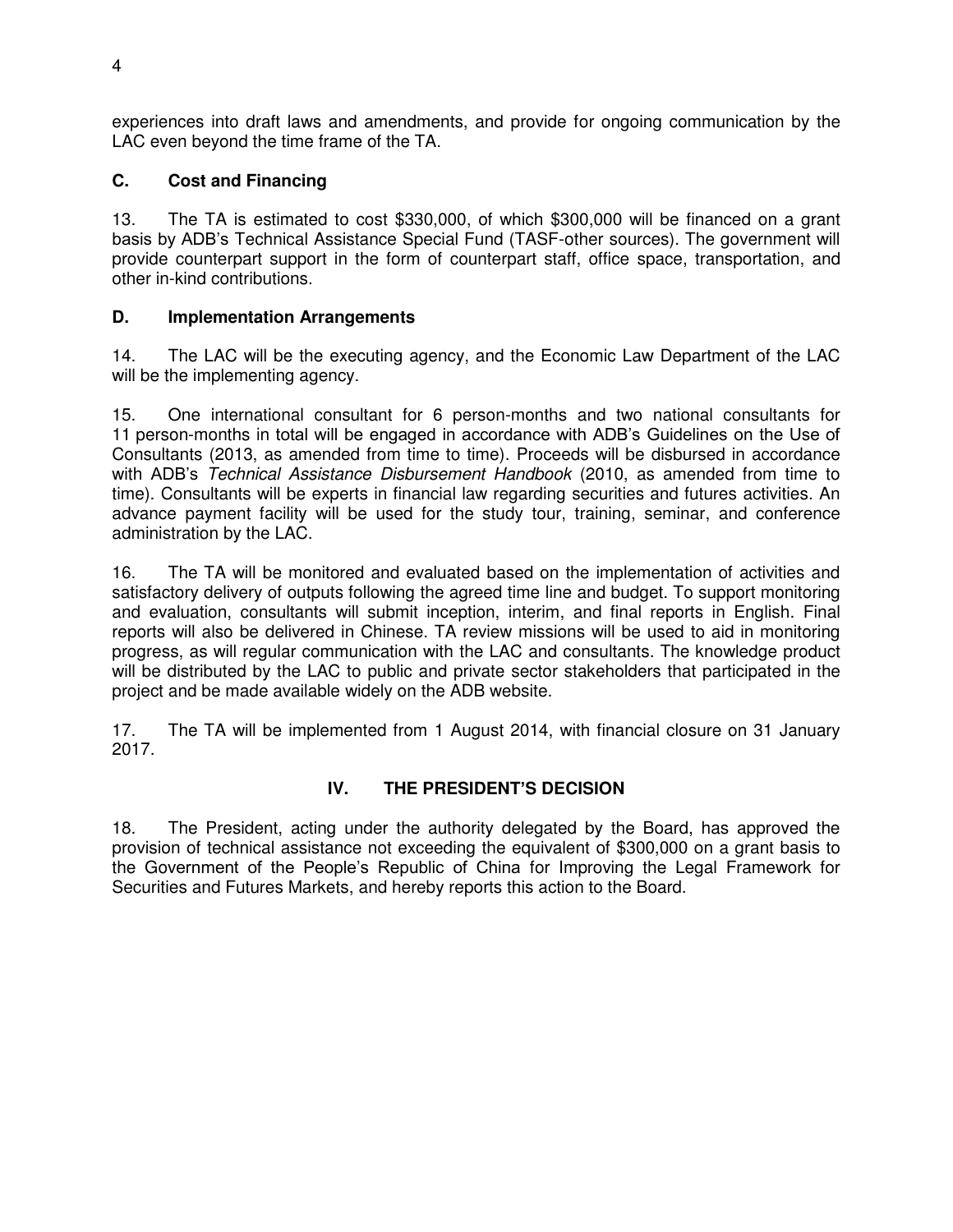experiences into draft laws and amendments, and provide for ongoing communication by the LAC even beyond the time frame of the TA.

### C. Cost and Financing

13. The TA is estimated to cost $330,000, of which $300,000 will be financed on a grant basis by ADB's Technical Assistance Special Fund (TASF-other sources). The government will provide counterpart support in the form of counterpart staff, office space, transportation, and other in-kind contributions.

### D. Implementation Arrangements

14. The LAC will be the executing agency, and the Economic Law Department of the LAC will be the implementing agency.

15. One international consultant for 6 person-months and two national consultants for 11 person-months in total will be engaged in accordance with ADB's Guidelines on the Use of Consultants (2013, as amended from time to time). Proceeds will be disbursed in accordance with ADB's *Technical Assistance Disbursement Handbook* (2010, as amended from time to time). Consultants will be experts in financial law regarding securities and futures activities. An advance payment facility will be used for the study tour, training, seminar, and conference administration by the LAC.

16. The TA will be monitored and evaluated based on the implementation of activities and satisfactory delivery of outputs following the agreed time line and budget. To support monitoring and evaluation, consultants will submit inception, interim, and final reports in English. Final reports will also be delivered in Chinese. TA review missions will be used to aid in monitoring progress, as will regular communication with the LAC and consultants. The knowledge product will be distributed by the LAC to public and private sector stakeholders that participated in the project and be made available widely on the ADB website.

17. The TA will be implemented from 1 August 2014, with financial closure on 31 January 2017.

## IV. THE PRESIDENT'S DECISION

18. The President, acting under the authority delegated by the Board, has approved the provision of technical assistance not exceeding the equivalent of $300,000 on a grant basis to the Government of the People's Republic of China for Improving the Legal Framework for Securities and Futures Markets, and hereby reports this action to the Board.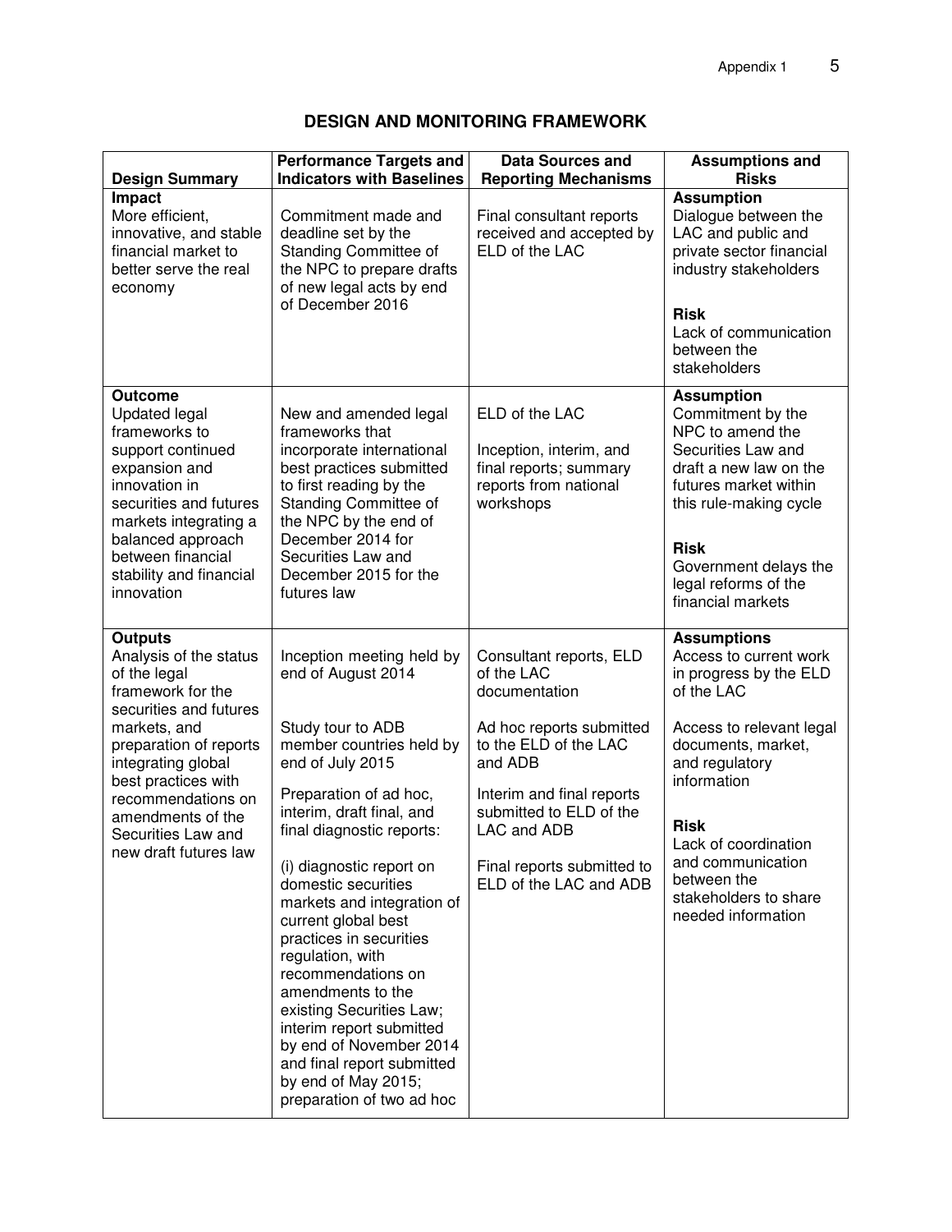## DESIGN AND MONITORING FRAMEWORK

| Design Summary | Performance Targets and Indicators with Baselines | Data Sources and Reporting Mechanisms | Assumptions and Risks |
|---|---|---|---|
| **Impact**<br>More efficient, innovative, and stable financial market to better serve the real economy | Commitment made and deadline set by the Standing Committee of the NPC to prepare drafts of new legal acts by end of December 2016 | Final consultant reports received and accepted by ELD of the LAC | **Assumption**<br>Dialogue between the LAC and public and private sector financial industry stakeholders<br><br>**Risk**<br>Lack of communication between the stakeholders |
| **Outcome**<br>Updated legal frameworks to support continued expansion and innovation in securities and futures markets integrating a balanced approach between financial stability and financial innovation | New and amended legal frameworks that incorporate international best practices submitted to first reading by the Standing Committee of the NPC by the end of December 2014 for Securities Law and December 2015 for the futures law | ELD of the LAC<br><br>Inception, interim, and final reports; summary reports from national workshops | **Assumption**<br>Commitment by the NPC to amend the Securities Law and draft a new law on the futures market within this rule-making cycle<br><br>**Risk**<br>Government delays the legal reforms of the financial markets |
| **Outputs**<br>Analysis of the status of the legal framework for the securities and futures markets, and preparation of reports integrating global best practices with recommendations on amendments of the Securities Law and new draft futures law | Inception meeting held by end of August 2014<br><br>Study tour to ADB member countries held by end of July 2015<br><br>Preparation of ad hoc, interim, draft final, and final diagnostic reports:<br><br>(i) diagnostic report on domestic securities markets and integration of current global best practices in securities regulation, with recommendations on amendments to the existing Securities Law; interim report submitted by end of November 2014 and final report submitted by end of May 2015; preparation of two ad hoc | Consultant reports, ELD of the LAC documentation<br><br>Ad hoc reports submitted to the ELD of the LAC and ADB<br><br>Interim and final reports submitted to ELD of the LAC and ADB<br><br>Final reports submitted to ELD of the LAC and ADB | **Assumptions**<br>Access to current work in progress by the ELD of the LAC<br><br>Access to relevant legal documents, market, and regulatory information<br><br>**Risk**<br>Lack of coordination and communication between the stakeholders to share needed information |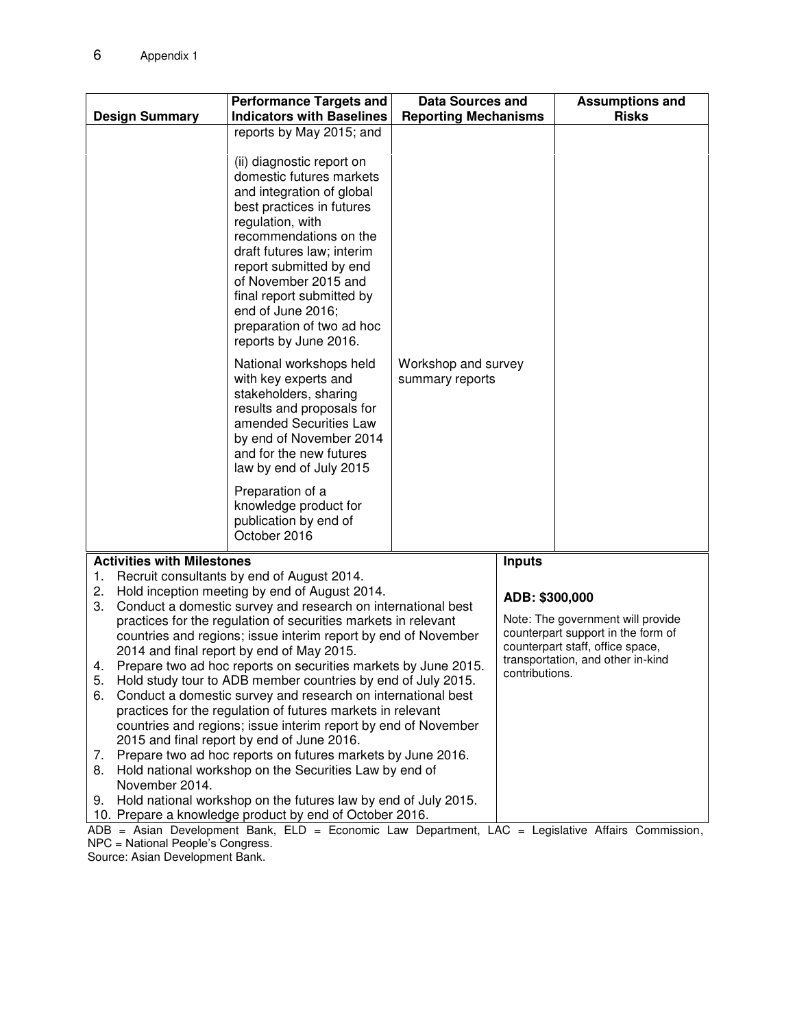| Design Summary | Performance Targets and Indicators with Baselines | Data Sources and Reporting Mechanisms | Assumptions and Risks |
|---|---|---|---|
| | reports by May 2015; and | | |
| | (ii) diagnostic report on domestic futures markets and integration of global best practices in futures regulation, with recommendations on the draft futures law; interim report submitted by end of November 2015 and final report submitted by end of June 2016; preparation of two ad hoc reports by June 2016. | | |
| | National workshops held with key experts and stakeholders, sharing results and proposals for amended Securities Law by end of November 2014 and for the new futures law by end of July 2015 | Workshop and survey summary reports | |
| | Preparation of a knowledge product for publication by end of October 2016 | | |

| Activities with Milestones | Inputs |
|---|---|
| 1. Recruit consultants by end of August 2014.<br>2. Hold inception meeting by end of August 2014.<br>3. Conduct a domestic survey and research on international best practices for the regulation of securities markets in relevant countries and regions; issue interim report by end of November 2014 and final report by end of May 2015.<br>4. Prepare two ad hoc reports on securities markets by June 2015.<br>5. Hold study tour to ADB member countries by end of July 2015.<br>6. Conduct a domestic survey and research on international best practices for the regulation of futures markets in relevant countries and regions; issue interim report by end of November 2015 and final report by end of June 2016.<br>7. Prepare two ad hoc reports on futures markets by June 2016.<br>8. Hold national workshop on the Securities Law by end of November 2014.<br>9. Hold national workshop on the futures law by end of July 2015.<br>10. Prepare a knowledge product by end of October 2016. | **ADB: $300,000**<br><br>Note: The government will provide counterpart support in the form of counterpart staff, office space, transportation, and other in-kind contributions. |

ADB = Asian Development Bank, ELD = Economic Law Department, LAC = Legislative Affairs Commission, NPC = National People's Congress.

Source: Asian Development Bank.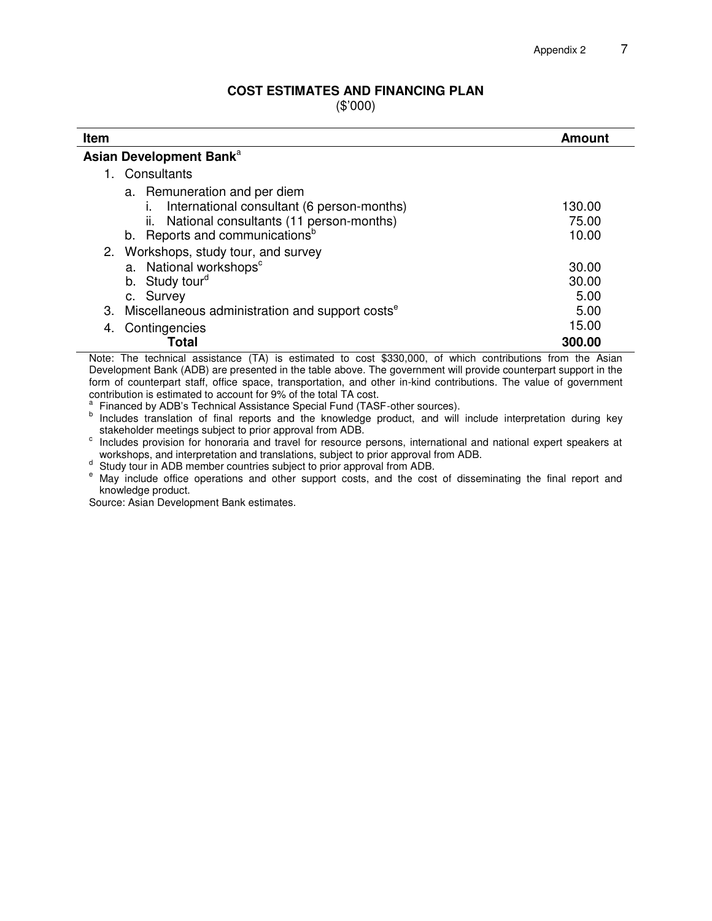## COST ESTIMATES AND FINANCING PLAN

($'000)

| Item | Amount |
|---|---|
| **Asian Development Bank**[a] | |
| 1. Consultants | |
| a. Remuneration and per diem | |
| i. International consultant (6 person-months) | 130.00 |
| ii. National consultants (11 person-months) | 75.00 |
| b. Reports and communications[b] | 10.00 |
| 2. Workshops, study tour, and survey | |
| a. National workshops[c] | 30.00 |
| b. Study tour[d] | 30.00 |
| c. Survey | 5.00 |
| 3. Miscellaneous administration and support costs[e] | 5.00 |
| 4. Contingencies | 15.00 |
| **Total** | **300.00** |

Note: The technical assistance (TA) is estimated to cost $330,000, of which contributions from the Asian Development Bank (ADB) are presented in the table above. The government will provide counterpart support in the form of counterpart staff, office space, transportation, and other in-kind contributions. The value of government contribution is estimated to account for 9% of the total TA cost.

[a] Financed by ADB's Technical Assistance Special Fund (TASF-other sources).

[b] Includes translation of final reports and the knowledge product, and will include interpretation during key stakeholder meetings subject to prior approval from ADB.

[c] Includes provision for honoraria and travel for resource persons, international and national expert speakers at workshops, and interpretation and translations, subject to prior approval from ADB.

[d] Study tour in ADB member countries subject to prior approval from ADB.

[e] May include office operations and other support costs, and the cost of disseminating the final report and knowledge product.

Source: Asian Development Bank estimates.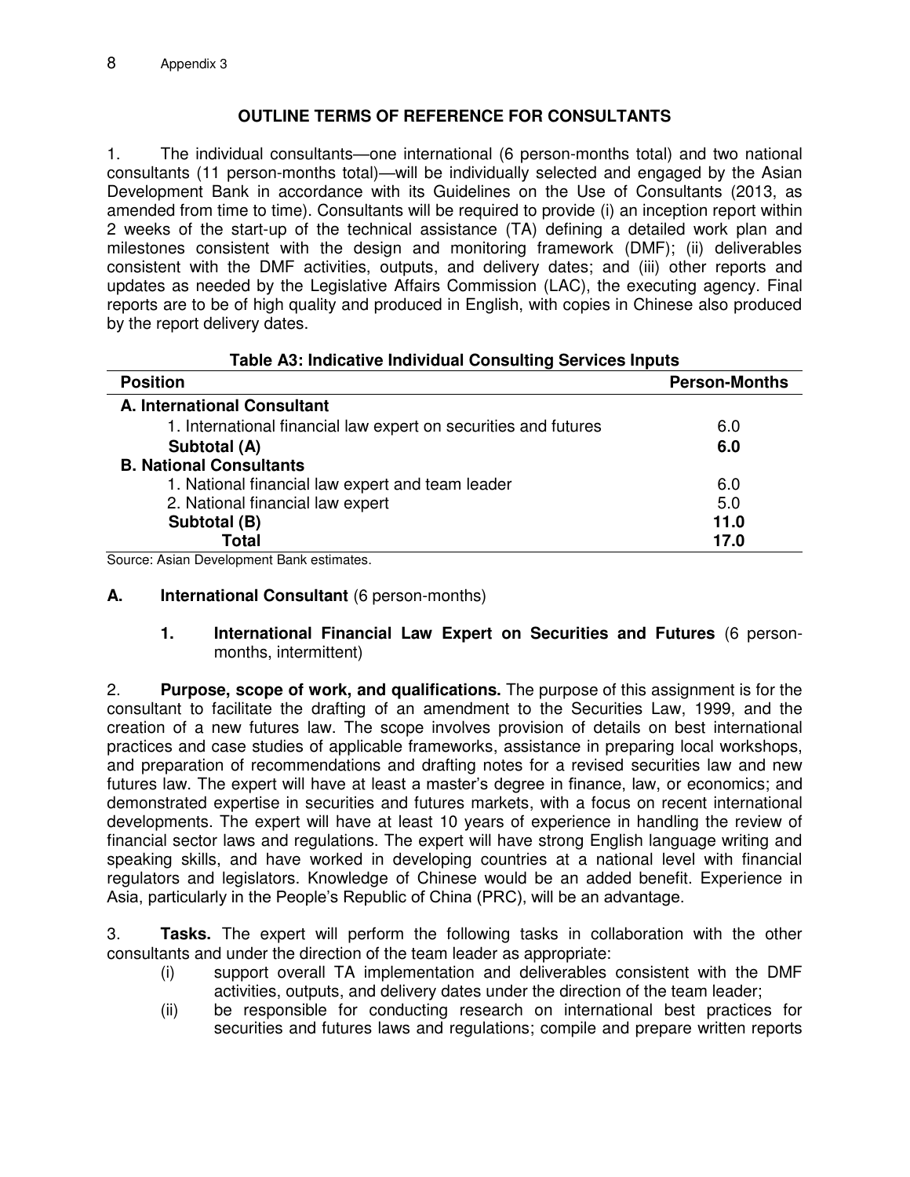## OUTLINE TERMS OF REFERENCE FOR CONSULTANTS

1. The individual consultants—one international (6 person-months total) and two national consultants (11 person-months total)—will be individually selected and engaged by the Asian Development Bank in accordance with its Guidelines on the Use of Consultants (2013, as amended from time to time). Consultants will be required to provide (i) an inception report within 2 weeks of the start-up of the technical assistance (TA) defining a detailed work plan and milestones consistent with the design and monitoring framework (DMF); (ii) deliverables consistent with the DMF activities, outputs, and delivery dates; and (iii) other reports and updates as needed by the Legislative Affairs Commission (LAC), the executing agency. Final reports are to be of high quality and produced in English, with copies in Chinese also produced by the report delivery dates.

**Table A3: Indicative Individual Consulting Services Inputs**

| Position | Person-Months |
|---|---|
| **A. International Consultant** | |
| 1. International financial law expert on securities and futures | 6.0 |
| **Subtotal (A)** | **6.0** |
| **B. National Consultants** | |
| 1. National financial law expert and team leader | 6.0 |
| 2. National financial law expert | 5.0 |
| **Subtotal (B)** | **11.0** |
| **Total** | **17.0** |

Source: Asian Development Bank estimates.

### A. International Consultant (6 person-months)

#### 1. International Financial Law Expert on Securities and Futures (6 person-months, intermittent)

2. **Purpose, scope of work, and qualifications.** The purpose of this assignment is for the consultant to facilitate the drafting of an amendment to the Securities Law, 1999, and the creation of a new futures law. The scope involves provision of details on best international practices and case studies of applicable frameworks, assistance in preparing local workshops, and preparation of recommendations and drafting notes for a revised securities law and new futures law. The expert will have at least a master's degree in finance, law, or economics; and demonstrated expertise in securities and futures markets, with a focus on recent international developments. The expert will have at least 10 years of experience in handling the review of financial sector laws and regulations. The expert will have strong English language writing and speaking skills, and have worked in developing countries at a national level with financial regulators and legislators. Knowledge of Chinese would be an added benefit. Experience in Asia, particularly in the People's Republic of China (PRC), will be an advantage.

3. **Tasks.** The expert will perform the following tasks in collaboration with the other consultants and under the direction of the team leader as appropriate:

(i) support overall TA implementation and deliverables consistent with the DMF activities, outputs, and delivery dates under the direction of the team leader;

(ii) be responsible for conducting research on international best practices for securities and futures laws and regulations; compile and prepare written reports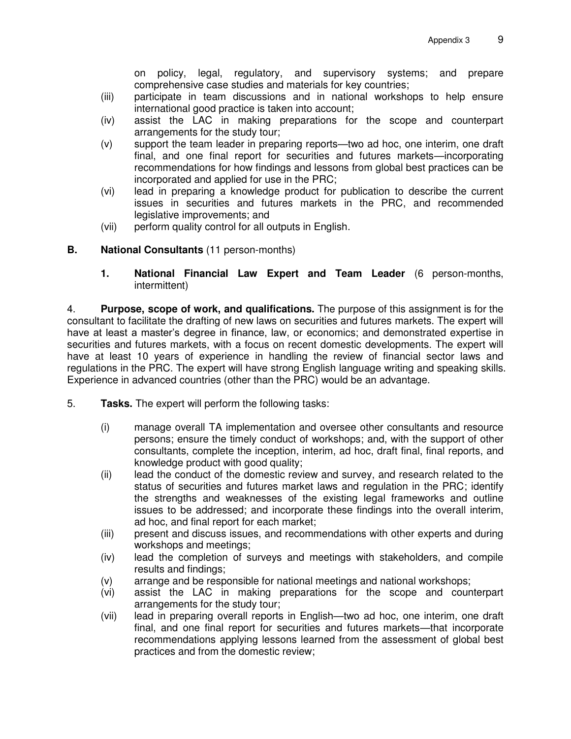on policy, legal, regulatory, and supervisory systems; and prepare comprehensive case studies and materials for key countries;

(iii) participate in team discussions and in national workshops to help ensure international good practice is taken into account;

(iv) assist the LAC in making preparations for the scope and counterpart arrangements for the study tour;

(v) support the team leader in preparing reports—two ad hoc, one interim, one draft final, and one final report for securities and futures markets—incorporating recommendations for how findings and lessons from global best practices can be incorporated and applied for use in the PRC;

(vi) lead in preparing a knowledge product for publication to describe the current issues in securities and futures markets in the PRC, and recommended legislative improvements; and

(vii) perform quality control for all outputs in English.

### B. National Consultants (11 person-months)

#### 1. National Financial Law Expert and Team Leader (6 person-months, intermittent)

4. **Purpose, scope of work, and qualifications.** The purpose of this assignment is for the consultant to facilitate the drafting of new laws on securities and futures markets. The expert will have at least a master's degree in finance, law, or economics; and demonstrated expertise in securities and futures markets, with a focus on recent domestic developments. The expert will have at least 10 years of experience in handling the review of financial sector laws and regulations in the PRC. The expert will have strong English language writing and speaking skills. Experience in advanced countries (other than the PRC) would be an advantage.

5. **Tasks.** The expert will perform the following tasks:

(i) manage overall TA implementation and oversee other consultants and resource persons; ensure the timely conduct of workshops; and, with the support of other consultants, complete the inception, interim, ad hoc, draft final, final reports, and knowledge product with good quality;

(ii) lead the conduct of the domestic review and survey, and research related to the status of securities and futures market laws and regulation in the PRC; identify the strengths and weaknesses of the existing legal frameworks and outline issues to be addressed; and incorporate these findings into the overall interim, ad hoc, and final report for each market;

(iii) present and discuss issues, and recommendations with other experts and during workshops and meetings;

(iv) lead the completion of surveys and meetings with stakeholders, and compile results and findings;

(v) arrange and be responsible for national meetings and national workshops;

(vi) assist the LAC in making preparations for the scope and counterpart arrangements for the study tour;

(vii) lead in preparing overall reports in English—two ad hoc, one interim, one draft final, and one final report for securities and futures markets—that incorporate recommendations applying lessons learned from the assessment of global best practices and from the domestic review;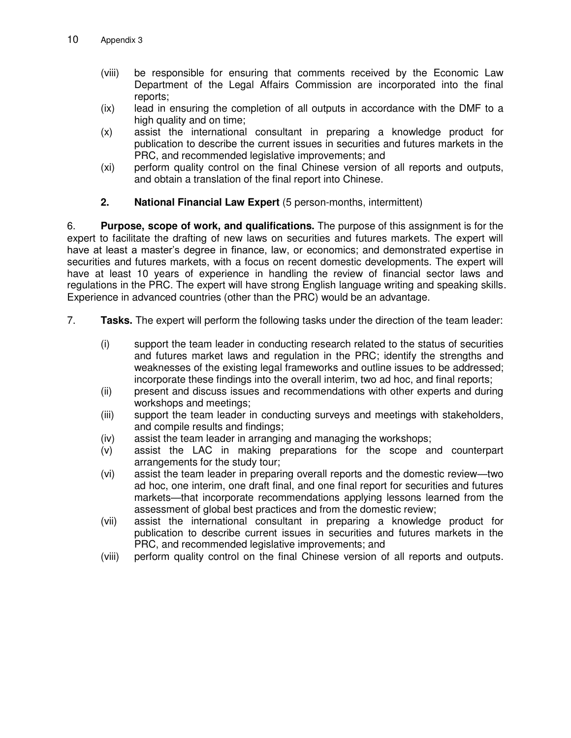(viii) be responsible for ensuring that comments received by the Economic Law Department of the Legal Affairs Commission are incorporated into the final reports;

(ix) lead in ensuring the completion of all outputs in accordance with the DMF to a high quality and on time;

(x) assist the international consultant in preparing a knowledge product for publication to describe the current issues in securities and futures markets in the PRC, and recommended legislative improvements; and

(xi) perform quality control on the final Chinese version of all reports and outputs, and obtain a translation of the final report into Chinese.

### 2. National Financial Law Expert (5 person-months, intermittent)

6. **Purpose, scope of work, and qualifications.** The purpose of this assignment is for the expert to facilitate the drafting of new laws on securities and futures markets. The expert will have at least a master's degree in finance, law, or economics; and demonstrated expertise in securities and futures markets, with a focus on recent domestic developments. The expert will have at least 10 years of experience in handling the review of financial sector laws and regulations in the PRC. The expert will have strong English language writing and speaking skills. Experience in advanced countries (other than the PRC) would be an advantage.

7. **Tasks.** The expert will perform the following tasks under the direction of the team leader:

(i) support the team leader in conducting research related to the status of securities and futures market laws and regulation in the PRC; identify the strengths and weaknesses of the existing legal frameworks and outline issues to be addressed; incorporate these findings into the overall interim, two ad hoc, and final reports;

(ii) present and discuss issues and recommendations with other experts and during workshops and meetings;

(iii) support the team leader in conducting surveys and meetings with stakeholders, and compile results and findings;

(iv) assist the team leader in arranging and managing the workshops;

(v) assist the LAC in making preparations for the scope and counterpart arrangements for the study tour;

(vi) assist the team leader in preparing overall reports and the domestic review—two ad hoc, one interim, one draft final, and one final report for securities and futures markets—that incorporate recommendations applying lessons learned from the assessment of global best practices and from the domestic review;

(vii) assist the international consultant in preparing a knowledge product for publication to describe current issues in securities and futures markets in the PRC, and recommended legislative improvements; and

(viii) perform quality control on the final Chinese version of all reports and outputs.